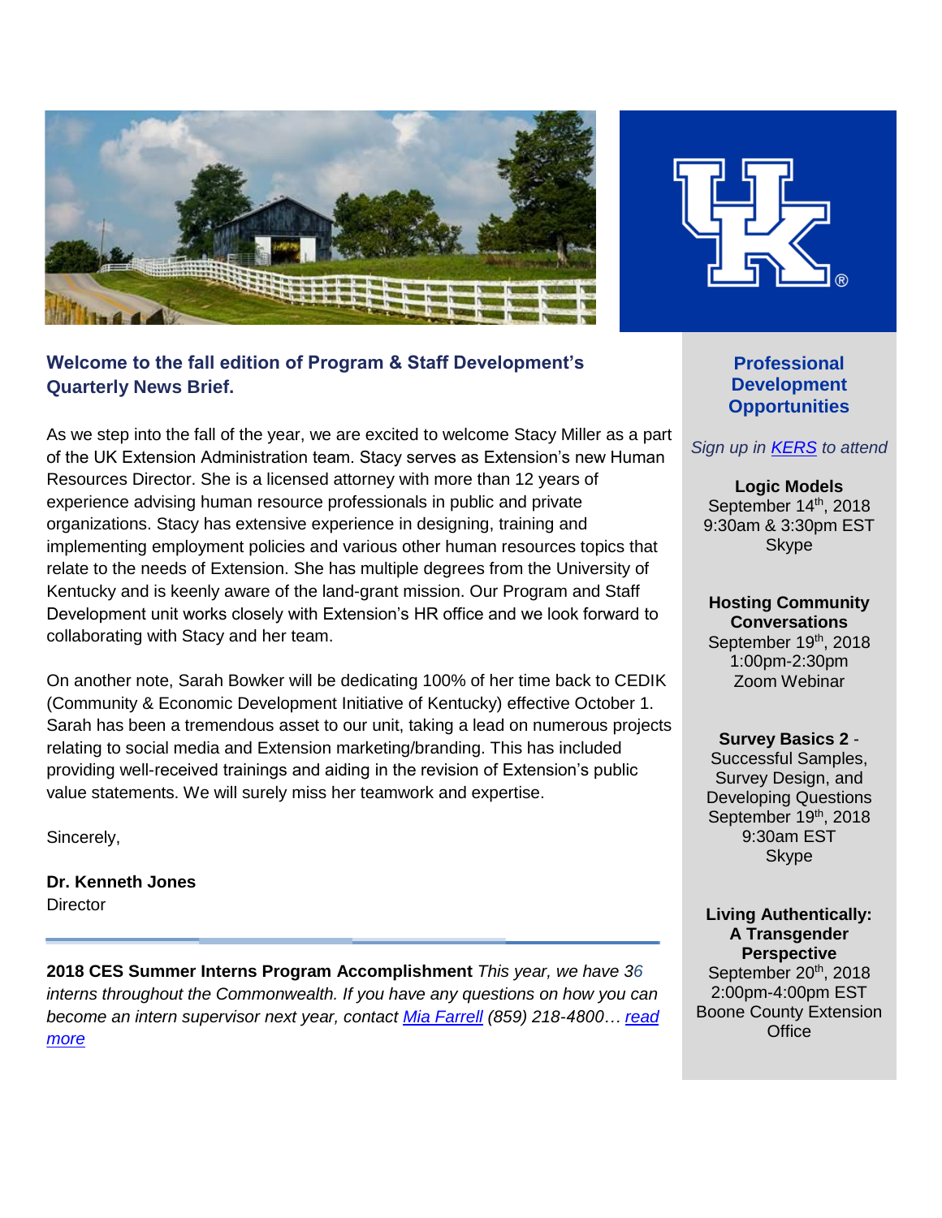## Welcome to the fall edition of Program & Staff Development's Quarterly News Brief.

As we step into the fall of the year, we are excited to welcome Stacy Miller as a part of the UK Extension Administration team. Stacy serves as Extension's new Human Resources Director. She is a licensed attorney with more than 12 years of experience advising human resource professionals in public and private organizations. Stacy has extensive experience in designing, training and implementing employment policies and various other human resources topics that relate to the needs of Extension. She has multiple degrees from the University of Kentucky and is keenly aware of the land-grant mission. Our Program and Staff Development unit works closely with Extension's HR office and we look forward to collaborating with Stacy and her team.

On another note, Sarah Bowker will be dedicating 100% of her time back to CEDIK (Community & Economic Development Initiative of Kentucky) effective October 1. Sarah has been a tremendous asset to our unit, taking a lead on numerous projects relating to social media and Extension marketing/branding. This has included providing well-received trainings and aiding in the revision of Extension's public value statements. We will surely miss her teamwork and expertise.

Sincerely,

**Dr. Kenneth Jones**
Director

---

**2018 CES Summer Interns Program Accomplishment** *This year, we have 36 interns throughout the Commonwealth. If you have any questions on how you can become an intern supervisor next year, contact [Mia Farrell](#) (859) 218-4800… [read more](#)*

## Professional Development Opportunities

*Sign up in [KERS](#) to attend*

**Logic Models**
September 14th, 2018
9:30am & 3:30pm EST
Skype

**Hosting Community Conversations**
September 19th, 2018
1:00pm-2:30pm
Zoom Webinar

**Survey Basics 2** - Successful Samples, Survey Design, and Developing Questions
September 19th, 2018
9:30am EST
Skype

**Living Authentically: A Transgender Perspective**
September 20th, 2018
2:00pm-4:00pm EST
Boone County Extension Office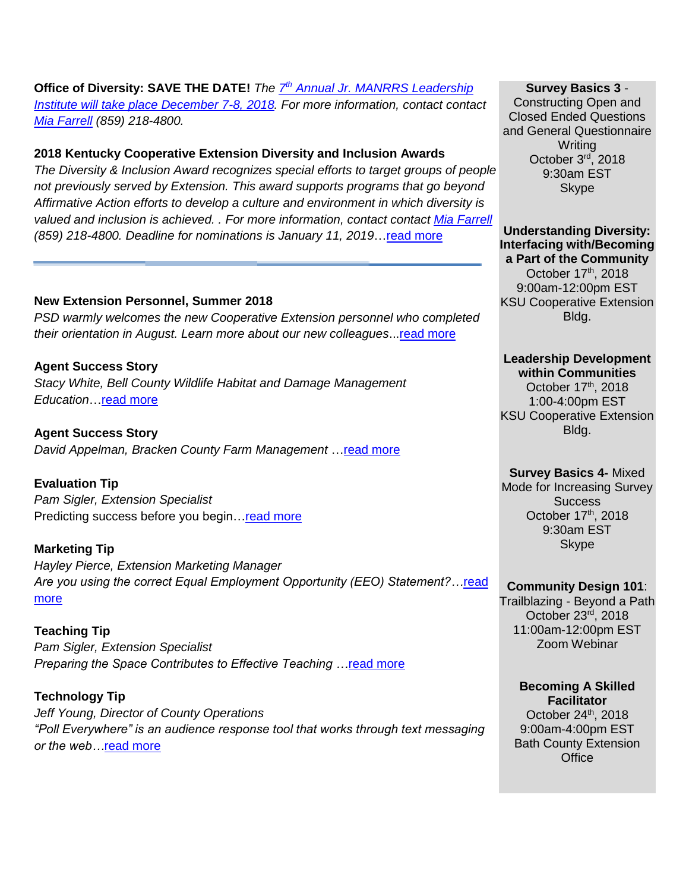**Office of Diversity: SAVE THE DATE!** *The 7th Annual Jr. MANRRS Leadership Institute will take place December 7-8, 2018. For more information, contact contact Mia Farrell (859) 218-4800.*

**2018 Kentucky Cooperative Extension Diversity and Inclusion Awards**

*The Diversity & Inclusion Award recognizes special efforts to target groups of people not previously served by Extension. This award supports programs that go beyond Affirmative Action efforts to develop a culture and environment in which diversity is valued and inclusion is achieved. . For more information, contact contact Mia Farrell (859) 218-4800. Deadline for nominations is January 11, 2019…*read more

---

**New Extension Personnel, Summer 2018**

*PSD warmly welcomes the new Cooperative Extension personnel who completed their orientation in August. Learn more about our new colleagues...*read more

**Agent Success Story**

*Stacy White, Bell County Wildlife Habitat and Damage Management Education…*read more

**Agent Success Story**

*David Appelman, Bracken County Farm Management …*read more

**Evaluation Tip**

*Pam Sigler, Extension Specialist*

Predicting success before you begin…read more

**Marketing Tip**

*Hayley Pierce, Extension Marketing Manager*

*Are you using the correct Equal Employment Opportunity (EEO) Statement?…*read more

**Teaching Tip**

*Pam Sigler, Extension Specialist*

*Preparing the Space Contributes to Effective Teaching …*read more

**Technology Tip**

*Jeff Young, Director of County Operations*

*"Poll Everywhere" is an audience response tool that works through text messaging or the web…*read more

---

**Survey Basics 3** - Constructing Open and Closed Ended Questions and General Questionnaire Writing
October 3rd, 2018
9:30am EST
Skype

**Understanding Diversity: Interfacing with/Becoming a Part of the Community**
October 17th, 2018
9:00am-12:00pm EST
KSU Cooperative Extension Bldg.

**Leadership Development within Communities**
October 17th, 2018
1:00-4:00pm EST
KSU Cooperative Extension Bldg.

**Survey Basics 4-** Mixed Mode for Increasing Survey Success
October 17th, 2018
9:30am EST
Skype

**Community Design 101**: Trailblazing - Beyond a Path
October 23rd, 2018
11:00am-12:00pm EST
Zoom Webinar

**Becoming A Skilled Facilitator**
October 24th, 2018
9:00am-4:00pm EST
Bath County Extension Office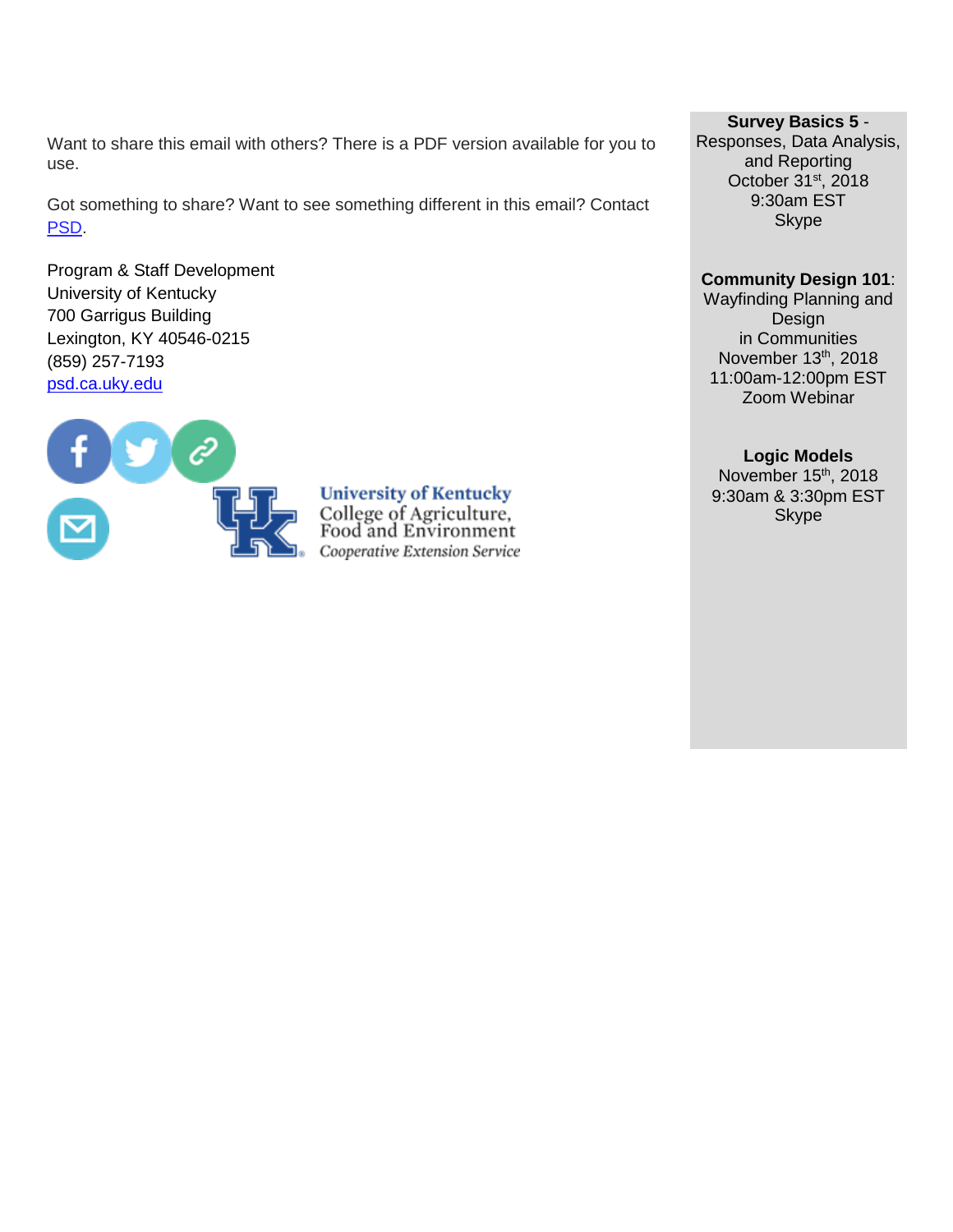Want to share this email with others? There is a PDF version available for you to use.

Got something to share? Want to see something different in this email? Contact PSD.

Program & Staff Development
University of Kentucky
700 Garrigus Building
Lexington, KY 40546-0215
(859) 257-7193
psd.ca.uky.edu

University of Kentucky
College of Agriculture, Food and Environment
*Cooperative Extension Service*

**Survey Basics 5** - Responses, Data Analysis, and Reporting
October 31st, 2018
9:30am EST
Skype

**Community Design 101**: Wayfinding Planning and Design in Communities
November 13th, 2018
11:00am-12:00pm EST
Zoom Webinar

**Logic Models**
November 15th, 2018
9:30am & 3:30pm EST
Skype